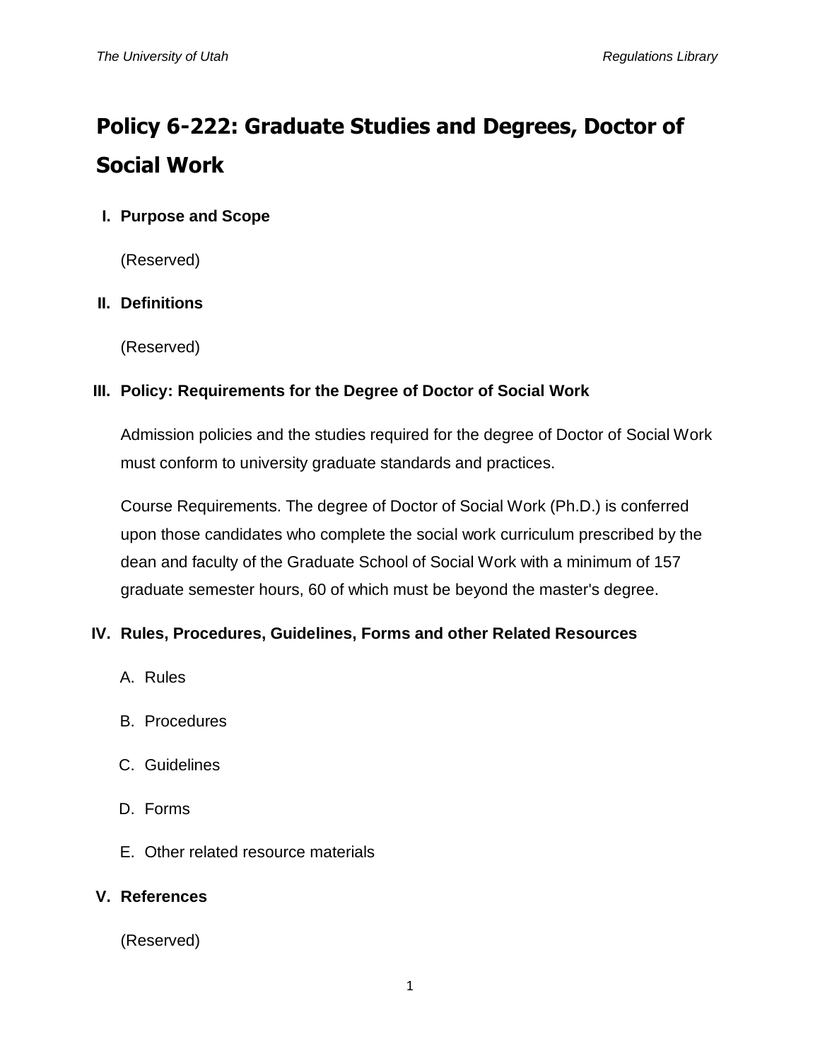# Policy 6-222: Graduate Studies and Degrees, Doctor of Social Work

## I. Purpose and Scope

(Reserved)

## II. Definitions

(Reserved)

## III. Policy: Requirements for the Degree of Doctor of Social Work

Admission policies and the studies required for the degree of Doctor of Social Work must conform to university graduate standards and practices.

Course Requirements. The degree of Doctor of Social Work (Ph.D.) is conferred upon those candidates who complete the social work curriculum prescribed by the dean and faculty of the Graduate School of Social Work with a minimum of 157 graduate semester hours, 60 of which must be beyond the master's degree.

## IV. Rules, Procedures, Guidelines, Forms and other Related Resources

A. Rules

B. Procedures

C. Guidelines

D. Forms

E. Other related resource materials

## V. References

(Reserved)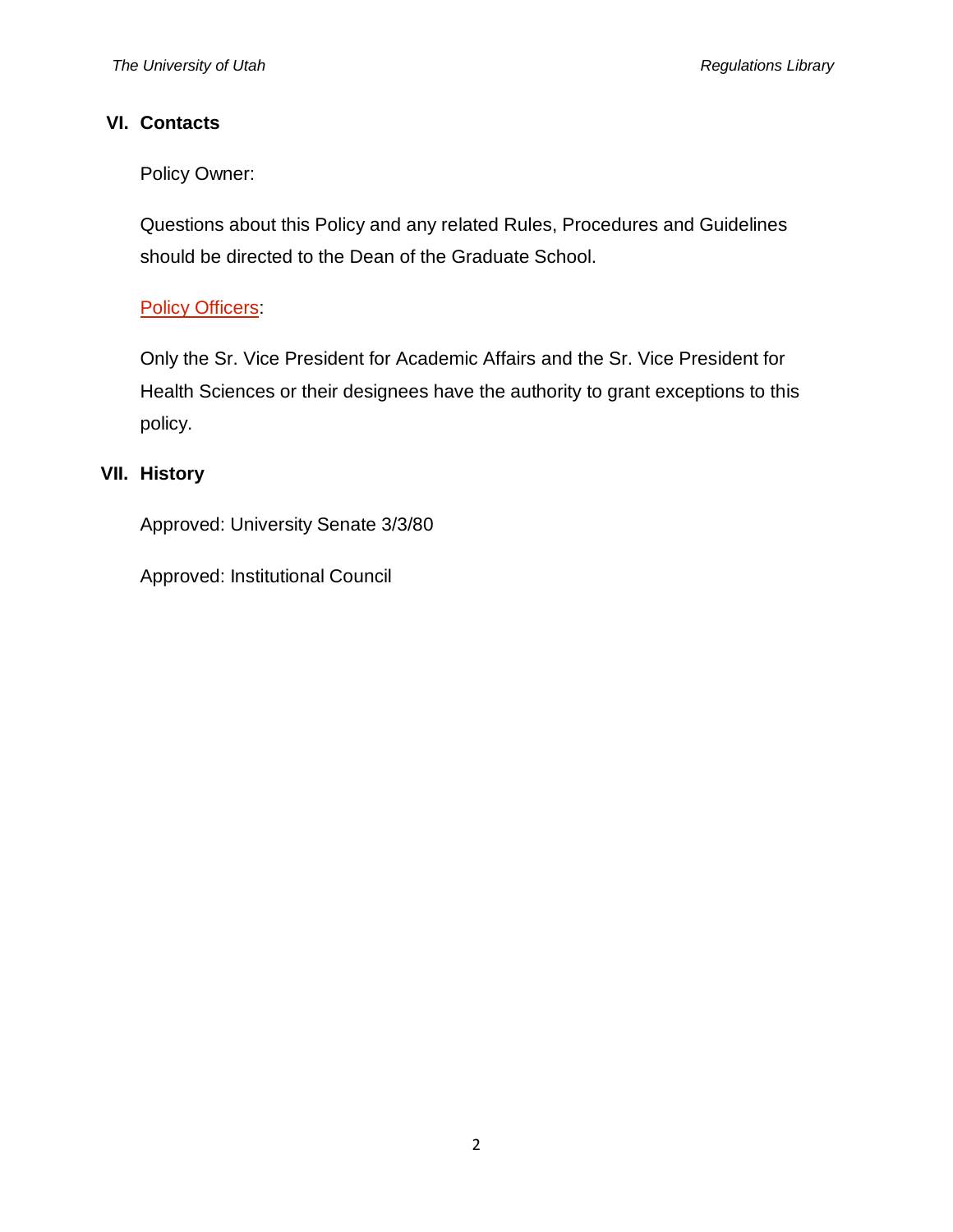## VI. Contacts

Policy Owner:

Questions about this Policy and any related Rules, Procedures and Guidelines should be directed to the Dean of the Graduate School.

Policy Officers:

Only the Sr. Vice President for Academic Affairs and the Sr. Vice President for Health Sciences or their designees have the authority to grant exceptions to this policy.

## VII. History

Approved: University Senate 3/3/80

Approved: Institutional Council